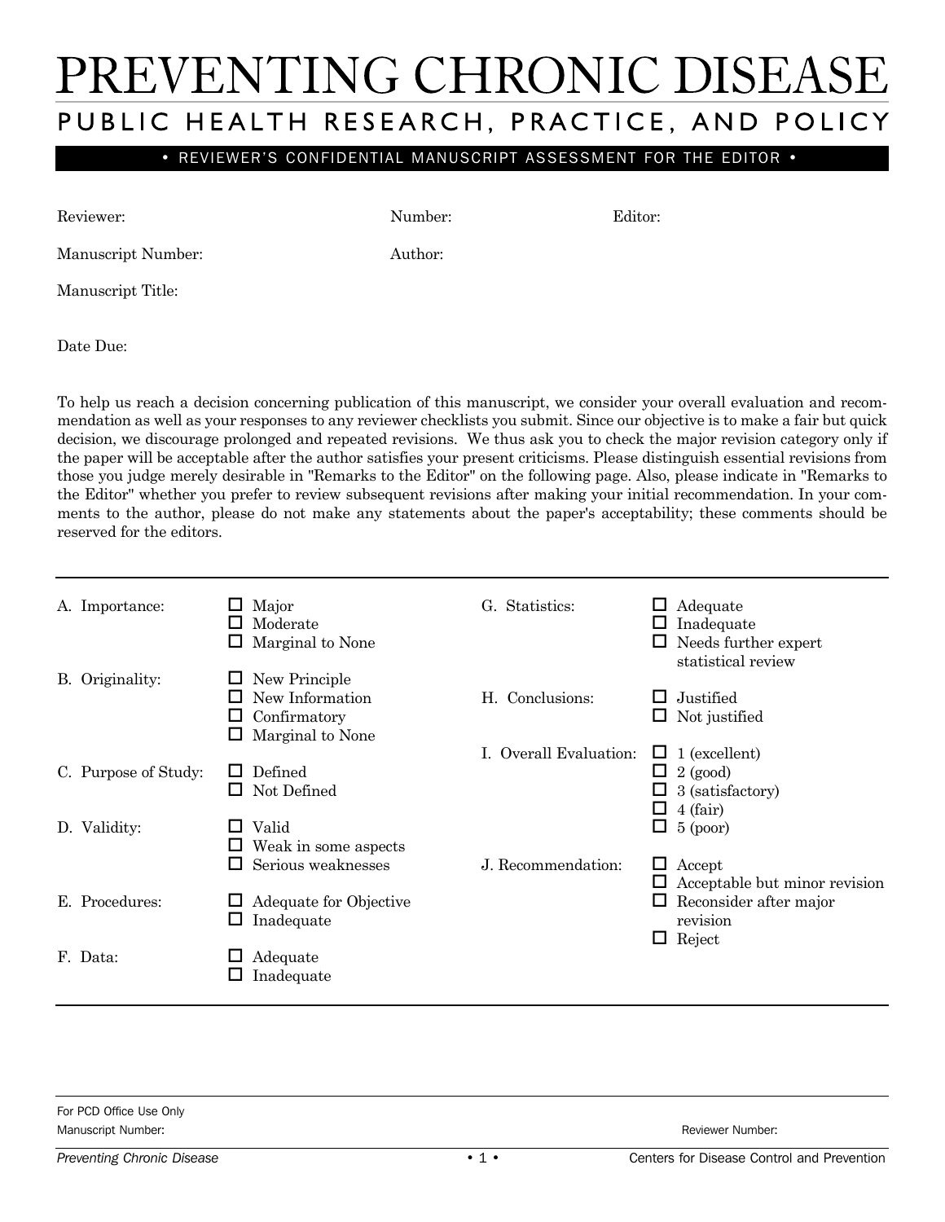# PREVENTING CHRONIC DISEASE

## PUBLIC HEALTH RESEARCH, PRACTICE, AND POLICY

**• REVIEWER'S CONFIDENTIAL MANUSCRIPT ASSESSMENT FOR THE EDITOR •**

Reviewer: Number: Editor:

Manuscript Number: Author:

Manuscript Title:

Date Due:

To help us reach a decision concerning publication of this manuscript, we consider your overall evaluation and recommendation as well as your responses to any reviewer checklists you submit. Since our objective is to make a fair but quick decision, we discourage prolonged and repeated revisions. We thus ask you to check the major revision category only if the paper will be acceptable after the author satisfies your present criticisms. Please distinguish essential revisions from those you judge merely desirable in "Remarks to the Editor" on the following page. Also, please indicate in "Remarks to the Editor" whether you prefer to review subsequent revisions after making your initial recommendation. In your comments to the author, please do not make any statements about the paper's acceptability; these comments should be reserved for the editors.

A. Importance:
- ☐ Major
- ☐ Moderate
- ☐ Marginal to None

B. Originality:
- ☐ New Principle
- ☐ New Information
- ☐ Confirmatory
- ☐ Marginal to None

C. Purpose of Study:
- ☐ Defined
- ☐ Not Defined

D. Validity:
- ☐ Valid
- ☐ Weak in some aspects
- ☐ Serious weaknesses

E. Procedures:
- ☐ Adequate for Objective
- ☐ Inadequate

F. Data:
- ☐ Adequate
- ☐ Inadequate

G. Statistics:
- ☐ Adequate
- ☐ Inadequate
- ☐ Needs further expert statistical review

H. Conclusions:
- ☐ Justified
- ☐ Not justified

I. Overall Evaluation:
- ☐ 1 (excellent)
- ☐ 2 (good)
- ☐ 3 (satisfactory)
- ☐ 4 (fair)
- ☐ 5 (poor)

J. Recommendation:
- ☐ Accept
- ☐ Acceptable but minor revision
- ☐ Reconsider after major revision
- ☐ Reject

For PCD Office Use Only

Manuscript Number: Reviewer Number: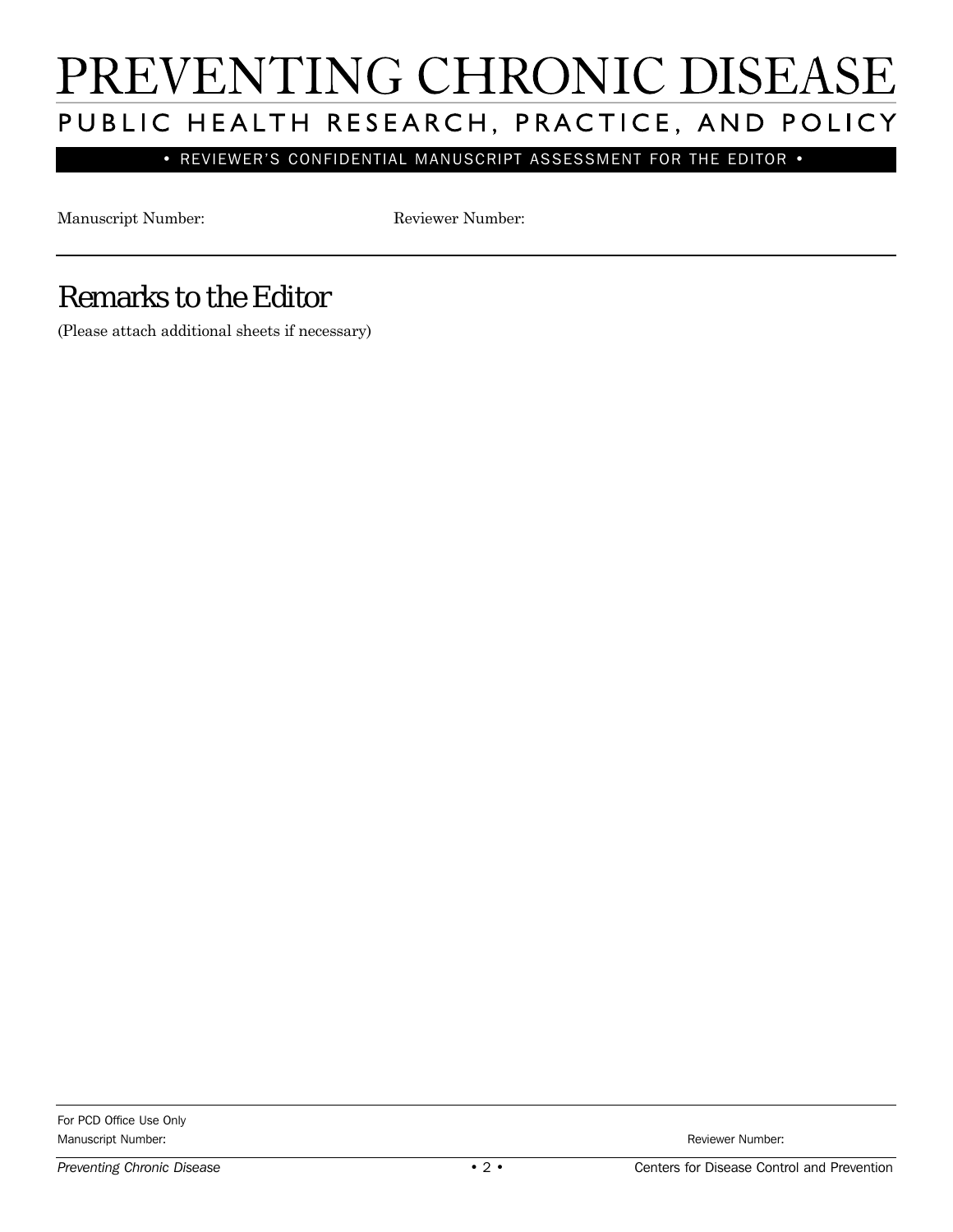# PREVENTING CHRONIC DISEASE

## PUBLIC HEALTH RESEARCH, PRACTICE, AND POLICY

• REVIEWER'S CONFIDENTIAL MANUSCRIPT ASSESSMENT FOR THE EDITOR •

Manuscript Number: Reviewer Number:

## Remarks to the Editor

(Please attach additional sheets if necessary)

For PCD Office Use Only

Manuscript Number: Reviewer Number: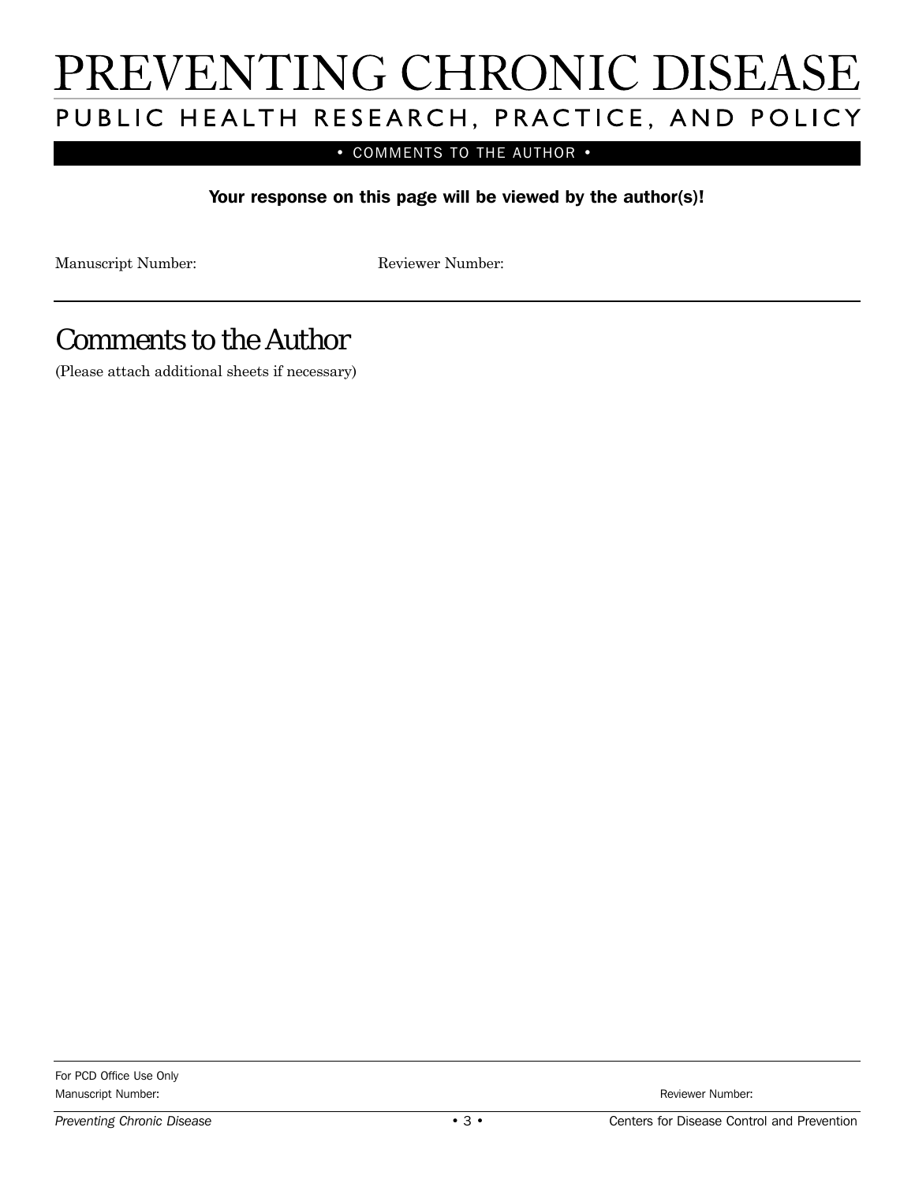# PREVENTING CHRONIC DISEASE

## PUBLIC HEALTH RESEARCH, PRACTICE, AND POLICY

• COMMENTS TO THE AUTHOR •

**Your response on this page will be viewed by the author(s)!**

Manuscript Number: Reviewer Number:

## Comments to the Author

(Please attach additional sheets if necessary)

For PCD Office Use Only

Manuscript Number: Reviewer Number: